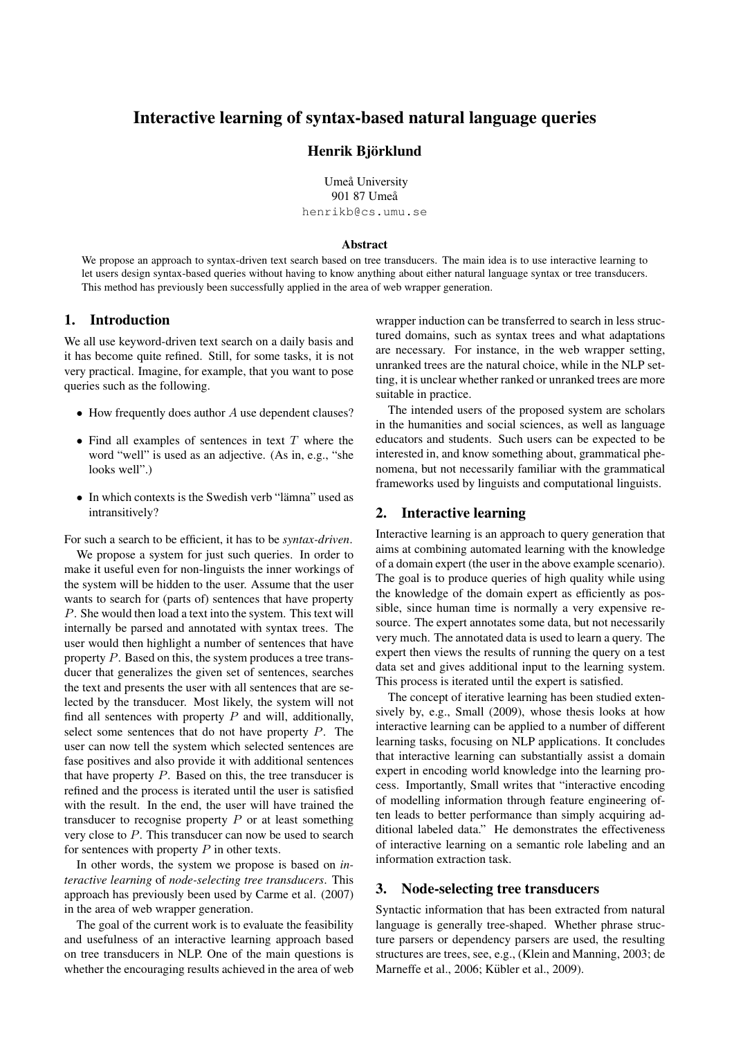# Interactive learning of syntax-based natural language queries

**Henrik Björklund**

Umeå University
901 87 Umeå
henrikb@cs.umu.se

### Abstract

We propose an approach to syntax-driven text search based on tree transducers. The main idea is to use interactive learning to let users design syntax-based queries without having to know anything about either natural language syntax or tree transducers. This method has previously been successfully applied in the area of web wrapper generation.

## 1. Introduction

We all use keyword-driven text search on a daily basis and it has become quite refined. Still, for some tasks, it is not very practical. Imagine, for example, that you want to pose queries such as the following.

- How frequently does author $A$ use dependent clauses?
- Find all examples of sentences in text $T$ where the word "well" is used as an adjective. (As in, e.g., "she looks well".)
- In which contexts is the Swedish verb "lämna" used as intransitively?

For such a search to be efficient, it has to be *syntax-driven*.

We propose a system for just such queries. In order to make it useful even for non-linguists the inner workings of the system will be hidden to the user. Assume that the user wants to search for (parts of) sentences that have property $P$. She would then load a text into the system. This text will internally be parsed and annotated with syntax trees. The user would then highlight a number of sentences that have property $P$. Based on this, the system produces a tree transducer that generalizes the given set of sentences, searches the text and presents the user with all sentences that are selected by the transducer. Most likely, the system will not find all sentences with property $P$ and will, additionally, select some sentences that do not have property $P$. The user can now tell the system which selected sentences are fase positives and also provide it with additional sentences that have property $P$. Based on this, the tree transducer is refined and the process is iterated until the user is satisfied with the result. In the end, the user will have trained the transducer to recognise property $P$ or at least something very close to $P$. This transducer can now be used to search for sentences with property $P$ in other texts.

In other words, the system we propose is based on *interactive learning* of *node-selecting tree transducers*. This approach has previously been used by Carme et al. (2007) in the area of web wrapper generation.

The goal of the current work is to evaluate the feasibility and usefulness of an interactive learning approach based on tree transducers in NLP. One of the main questions is whether the encouraging results achieved in the area of web wrapper induction can be transferred to search in less structured domains, such as syntax trees and what adaptations are necessary. For instance, in the web wrapper setting, unranked trees are the natural choice, while in the NLP setting, it is unclear whether ranked or unranked trees are more suitable in practice.

The intended users of the proposed system are scholars in the humanities and social sciences, as well as language educators and students. Such users can be expected to be interested in, and know something about, grammatical phenomena, but not necessarily familiar with the grammatical frameworks used by linguists and computational linguists.

## 2. Interactive learning

Interactive learning is an approach to query generation that aims at combining automated learning with the knowledge of a domain expert (the user in the above example scenario). The goal is to produce queries of high quality while using the knowledge of the domain expert as efficiently as possible, since human time is normally a very expensive resource. The expert annotates some data, but not necessarily very much. The annotated data is used to learn a query. The expert then views the results of running the query on a test data set and gives additional input to the learning system. This process is iterated until the expert is satisfied.

The concept of iterative learning has been studied extensively by, e.g., Small (2009), whose thesis looks at how interactive learning can be applied to a number of different learning tasks, focusing on NLP applications. It concludes that interactive learning can substantially assist a domain expert in encoding world knowledge into the learning process. Importantly, Small writes that "interactive encoding of modelling information through feature engineering often leads to better performance than simply acquiring additional labeled data." He demonstrates the effectiveness of interactive learning on a semantic role labeling and an information extraction task.

## 3. Node-selecting tree transducers

Syntactic information that has been extracted from natural language is generally tree-shaped. Whether phrase structure parsers or dependency parsers are used, the resulting structures are trees, see, e.g., (Klein and Manning, 2003; de Marneffe et al., 2006; Kübler et al., 2009).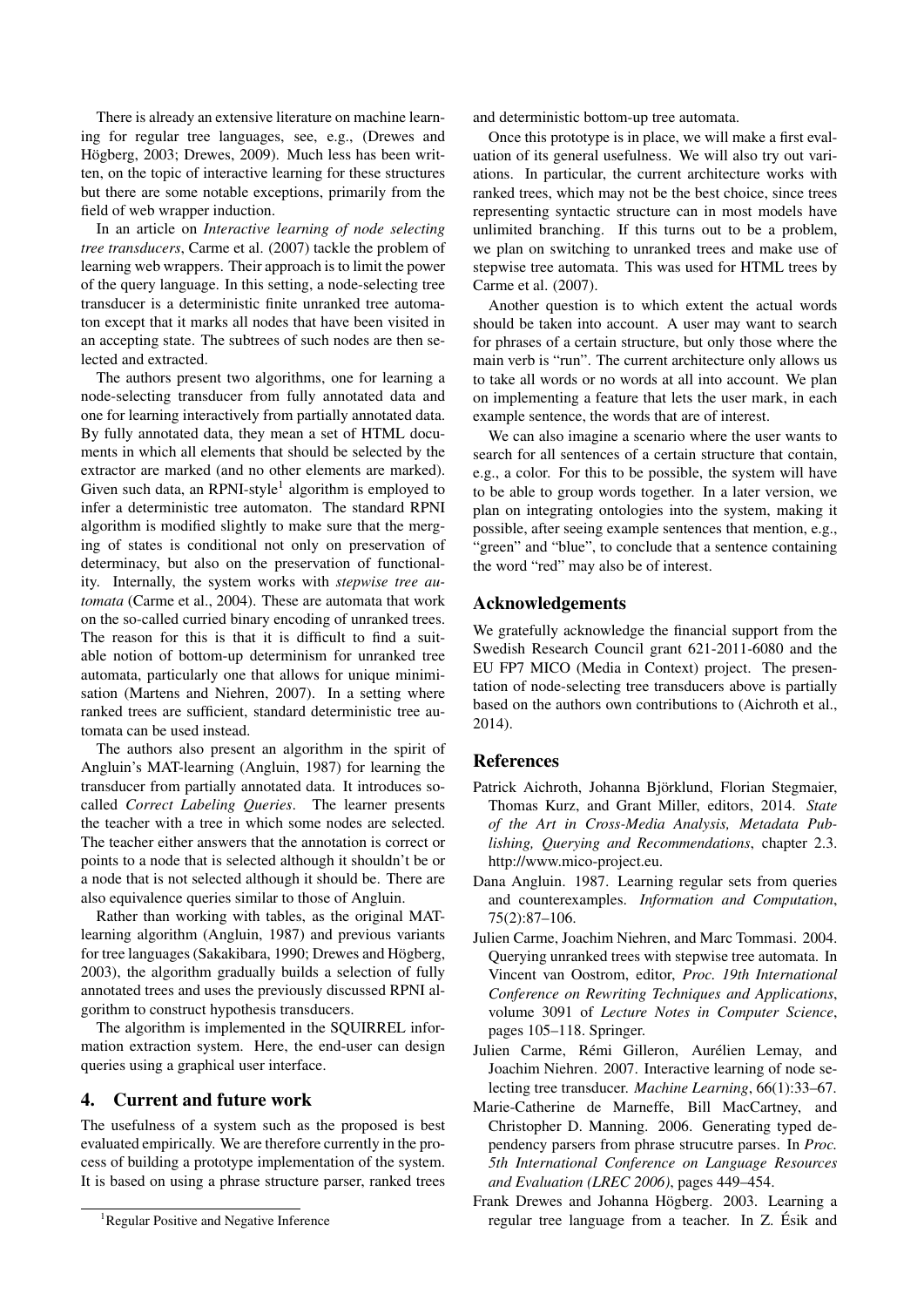There is already an extensive literature on machine learning for regular tree languages, see, e.g., (Drewes and Högberg, 2003; Drewes, 2009). Much less has been written, on the topic of interactive learning for these structures but there are some notable exceptions, primarily from the field of web wrapper induction.

In an article on *Interactive learning of node selecting tree transducers*, Carme et al. (2007) tackle the problem of learning web wrappers. Their approach is to limit the power of the query language. In this setting, a node-selecting tree transducer is a deterministic finite unranked tree automaton except that it marks all nodes that have been visited in an accepting state. The subtrees of such nodes are then selected and extracted.

The authors present two algorithms, one for learning a node-selecting transducer from fully annotated data and one for learning interactively from partially annotated data. By fully annotated data, they mean a set of HTML documents in which all elements that should be selected by the extractor are marked (and no other elements are marked). Given such data, an RPNI-style[1] algorithm is employed to infer a deterministic tree automaton. The standard RPNI algorithm is modified slightly to make sure that the merging of states is conditional not only on preservation of determinacy, but also on the preservation of functionality. Internally, the system works with *stepwise tree automata* (Carme et al., 2004). These are automata that work on the so-called curried binary encoding of unranked trees. The reason for this is that it is difficult to find a suitable notion of bottom-up determinism for unranked tree automata, particularly one that allows for unique minimisation (Martens and Niehren, 2007). In a setting where ranked trees are sufficient, standard deterministic tree automata can be used instead.

The authors also present an algorithm in the spirit of Angluin's MAT-learning (Angluin, 1987) for learning the transducer from partially annotated data. It introduces so-called *Correct Labeling Queries*. The learner presents the teacher with a tree in which some nodes are selected. The teacher either answers that the annotation is correct or points to a node that is selected although it shouldn't be or a node that is not selected although it should be. There are also equivalence queries similar to those of Angluin.

Rather than working with tables, as the original MAT-learning algorithm (Angluin, 1987) and previous variants for tree languages (Sakakibara, 1990; Drewes and Högberg, 2003), the algorithm gradually builds a selection of fully annotated trees and uses the previously discussed RPNI algorithm to construct hypothesis transducers.

The algorithm is implemented in the SQUIRREL information extraction system. Here, the end-user can design queries using a graphical user interface.

## 4. Current and future work

The usefulness of a system such as the proposed is best evaluated empirically. We are therefore currently in the process of building a prototype implementation of the system. It is based on using a phrase structure parser, ranked trees and deterministic bottom-up tree automata.

Once this prototype is in place, we will make a first evaluation of its general usefulness. We will also try out variations. In particular, the current architecture works with ranked trees, which may not be the best choice, since trees representing syntactic structure can in most models have unlimited branching. If this turns out to be a problem, we plan on switching to unranked trees and make use of stepwise tree automata. This was used for HTML trees by Carme et al. (2007).

Another question is to which extent the actual words should be taken into account. A user may want to search for phrases of a certain structure, but only those where the main verb is "run". The current architecture only allows us to take all words or no words at all into account. We plan on implementing a feature that lets the user mark, in each example sentence, the words that are of interest.

We can also imagine a scenario where the user wants to search for all sentences of a certain structure that contain, e.g., a color. For this to be possible, the system will have to be able to group words together. In a later version, we plan on integrating ontologies into the system, making it possible, after seeing example sentences that mention, e.g., "green" and "blue", to conclude that a sentence containing the word "red" may also be of interest.

## Acknowledgements

We gratefully acknowledge the financial support from the Swedish Research Council grant 621-2011-6080 and the EU FP7 MICO (Media in Context) project. The presentation of node-selecting tree transducers above is partially based on the authors own contributions to (Aichroth et al., 2014).

## References

Patrick Aichroth, Johanna Björklund, Florian Stegmaier, Thomas Kurz, and Grant Miller, editors, 2014. *State of the Art in Cross-Media Analysis, Metadata Publishing, Querying and Recommendations*, chapter 2.3. http://www.mico-project.eu.

Dana Angluin. 1987. Learning regular sets from queries and counterexamples. *Information and Computation*, 75(2):87–106.

Julien Carme, Joachim Niehren, and Marc Tommasi. 2004. Querying unranked trees with stepwise tree automata. In Vincent van Oostrom, editor, *Proc. 19th International Conference on Rewriting Techniques and Applications*, volume 3091 of *Lecture Notes in Computer Science*, pages 105–118. Springer.

Julien Carme, Rémi Gilleron, Aurélien Lemay, and Joachim Niehren. 2007. Interactive learning of node selecting tree transducer. *Machine Learning*, 66(1):33–67.

Marie-Catherine de Marneffe, Bill MacCartney, and Christopher D. Manning. 2006. Generating typed dependency parsers from phrase strucutre parses. In *Proc. 5th International Conference on Language Resources and Evaluation (LREC 2006)*, pages 449–454.

Frank Drewes and Johanna Högberg. 2003. Learning a regular tree language from a teacher. In Z. Ésik and

[1] Regular Positive and Negative Inference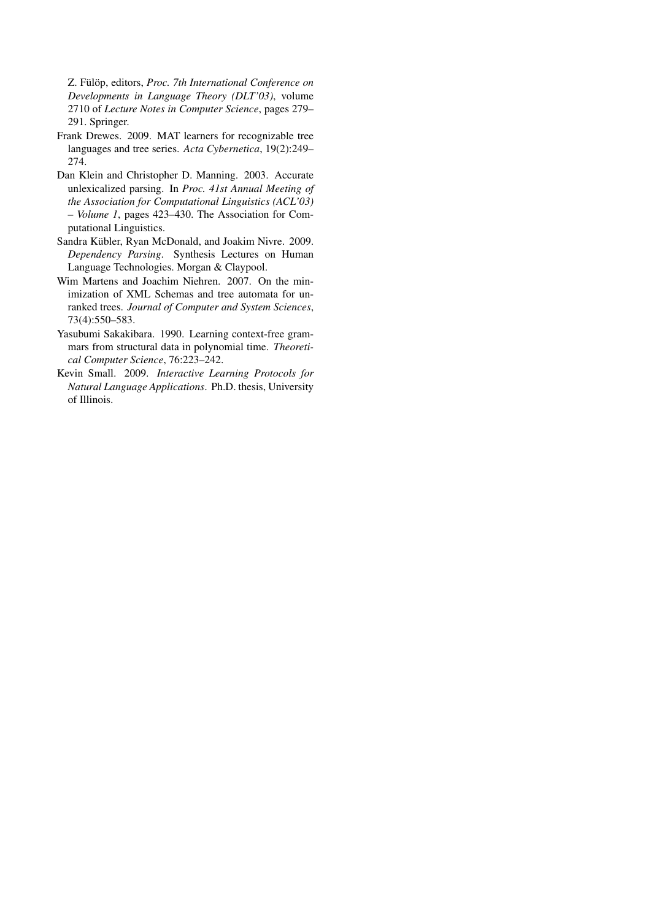Z. Fülöp, editors, *Proc. 7th International Conference on Developments in Language Theory (DLT'03)*, volume 2710 of *Lecture Notes in Computer Science*, pages 279–291. Springer.

Frank Drewes. 2009. MAT learners for recognizable tree languages and tree series. *Acta Cybernetica*, 19(2):249–274.

Dan Klein and Christopher D. Manning. 2003. Accurate unlexicalized parsing. In *Proc. 41st Annual Meeting of the Association for Computational Linguistics (ACL'03) – Volume 1*, pages 423–430. The Association for Computational Linguistics.

Sandra Kübler, Ryan McDonald, and Joakim Nivre. 2009. *Dependency Parsing*. Synthesis Lectures on Human Language Technologies. Morgan & Claypool.

Wim Martens and Joachim Niehren. 2007. On the minimization of XML Schemas and tree automata for unranked trees. *Journal of Computer and System Sciences*, 73(4):550–583.

Yasubumi Sakakibara. 1990. Learning context-free grammars from structural data in polynomial time. *Theoretical Computer Science*, 76:223–242.

Kevin Small. 2009. *Interactive Learning Protocols for Natural Language Applications*. Ph.D. thesis, University of Illinois.